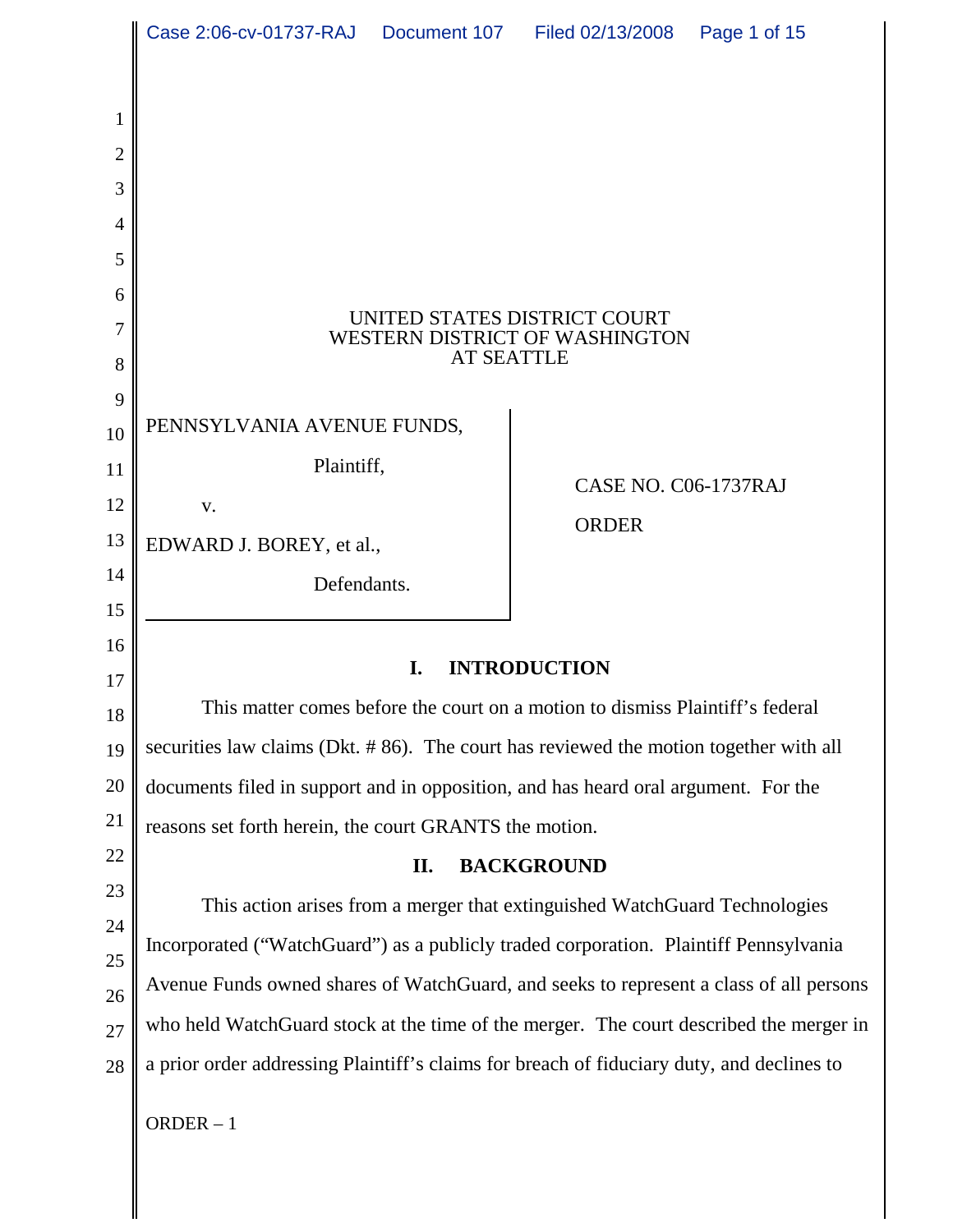UNITED STATES DISTRICT COURT
WESTERN DISTRICT OF WASHINGTON
AT SEATTLE

PENNSYLVANIA AVENUE FUNDS,

Plaintiff,

v.

EDWARD J. BOREY, et al.,

Defendants.

CASE NO. C06-1737RAJ

ORDER

## I. INTRODUCTION

This matter comes before the court on a motion to dismiss Plaintiff's federal securities law claims (Dkt. # 86). The court has reviewed the motion together with all documents filed in support and in opposition, and has heard oral argument. For the reasons set forth herein, the court GRANTS the motion.

## II. BACKGROUND

This action arises from a merger that extinguished WatchGuard Technologies Incorporated ("WatchGuard") as a publicly traded corporation. Plaintiff Pennsylvania Avenue Funds owned shares of WatchGuard, and seeks to represent a class of all persons who held WatchGuard stock at the time of the merger. The court described the merger in a prior order addressing Plaintiff's claims for breach of fiduciary duty, and declines to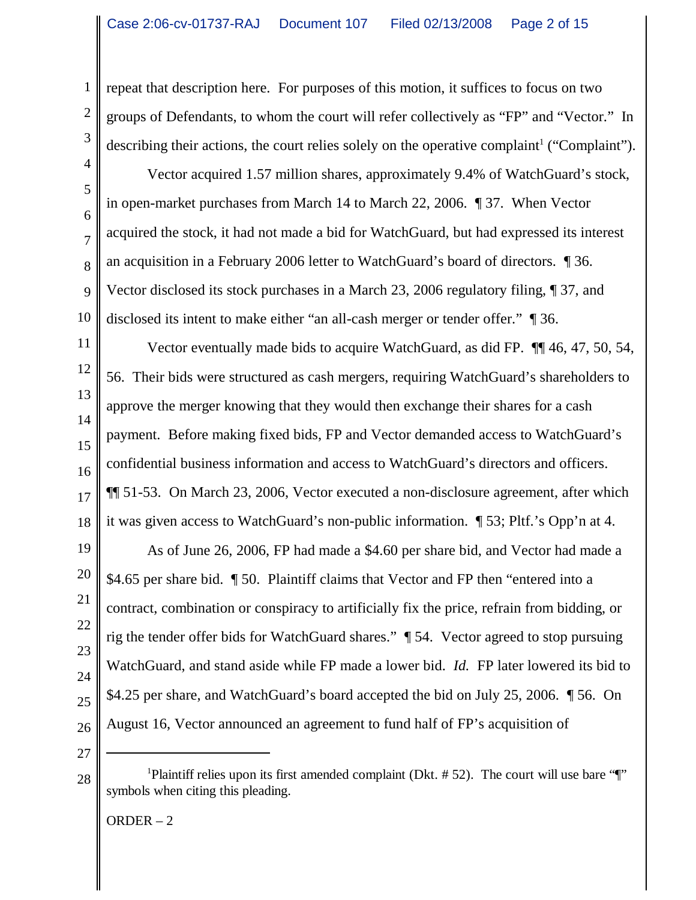repeat that description here. For purposes of this motion, it suffices to focus on two groups of Defendants, to whom the court will refer collectively as "FP" and "Vector." In describing their actions, the court relies solely on the operative complaint[1] ("Complaint").

Vector acquired 1.57 million shares, approximately 9.4% of WatchGuard's stock, in open-market purchases from March 14 to March 22, 2006. ¶ 37. When Vector acquired the stock, it had not made a bid for WatchGuard, but had expressed its interest an acquisition in a February 2006 letter to WatchGuard's board of directors. ¶ 36. Vector disclosed its stock purchases in a March 23, 2006 regulatory filing, ¶ 37, and disclosed its intent to make either "an all-cash merger or tender offer." ¶ 36.

Vector eventually made bids to acquire WatchGuard, as did FP. ¶¶ 46, 47, 50, 54, 56. Their bids were structured as cash mergers, requiring WatchGuard's shareholders to approve the merger knowing that they would then exchange their shares for a cash payment. Before making fixed bids, FP and Vector demanded access to WatchGuard's confidential business information and access to WatchGuard's directors and officers. ¶¶ 51-53. On March 23, 2006, Vector executed a non-disclosure agreement, after which it was given access to WatchGuard's non-public information. ¶ 53; Pltf.'s Opp'n at 4.

As of June 26, 2006, FP had made a $4.60 per share bid, and Vector had made a $4.65 per share bid. ¶ 50. Plaintiff claims that Vector and FP then "entered into a contract, combination or conspiracy to artificially fix the price, refrain from bidding, or rig the tender offer bids for WatchGuard shares." ¶ 54. Vector agreed to stop pursuing WatchGuard, and stand aside while FP made a lower bid. *Id.* FP later lowered its bid to $4.25 per share, and WatchGuard's board accepted the bid on July 25, 2006. ¶ 56. On August 16, Vector announced an agreement to fund half of FP's acquisition of

---

[1]Plaintiff relies upon its first amended complaint (Dkt. # 52). The court will use bare "¶" symbols when citing this pleading.

ORDER – 2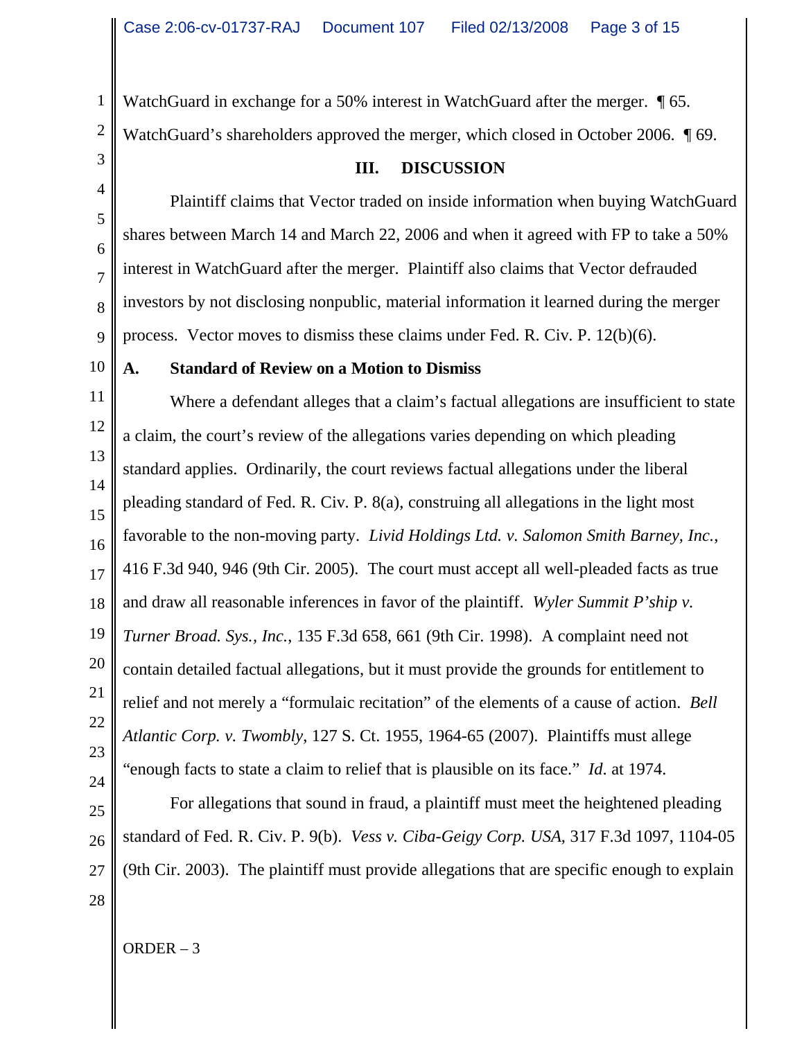WatchGuard in exchange for a 50% interest in WatchGuard after the merger. ¶ 65. WatchGuard's shareholders approved the merger, which closed in October 2006. ¶ 69.

## III. DISCUSSION

Plaintiff claims that Vector traded on inside information when buying WatchGuard shares between March 14 and March 22, 2006 and when it agreed with FP to take a 50% interest in WatchGuard after the merger. Plaintiff also claims that Vector defrauded investors by not disclosing nonpublic, material information it learned during the merger process. Vector moves to dismiss these claims under Fed. R. Civ. P. 12(b)(6).

### A. Standard of Review on a Motion to Dismiss

Where a defendant alleges that a claim's factual allegations are insufficient to state a claim, the court's review of the allegations varies depending on which pleading standard applies. Ordinarily, the court reviews factual allegations under the liberal pleading standard of Fed. R. Civ. P. 8(a), construing all allegations in the light most favorable to the non-moving party. *Livid Holdings Ltd. v. Salomon Smith Barney, Inc.*, 416 F.3d 940, 946 (9th Cir. 2005). The court must accept all well-pleaded facts as true and draw all reasonable inferences in favor of the plaintiff. *Wyler Summit P'ship v. Turner Broad. Sys., Inc.*, 135 F.3d 658, 661 (9th Cir. 1998). A complaint need not contain detailed factual allegations, but it must provide the grounds for entitlement to relief and not merely a "formulaic recitation" of the elements of a cause of action. *Bell Atlantic Corp. v. Twombly*, 127 S. Ct. 1955, 1964-65 (2007). Plaintiffs must allege "enough facts to state a claim to relief that is plausible on its face." *Id.* at 1974.

For allegations that sound in fraud, a plaintiff must meet the heightened pleading standard of Fed. R. Civ. P. 9(b). *Vess v. Ciba-Geigy Corp. USA*, 317 F.3d 1097, 1104-05 (9th Cir. 2003). The plaintiff must provide allegations that are specific enough to explain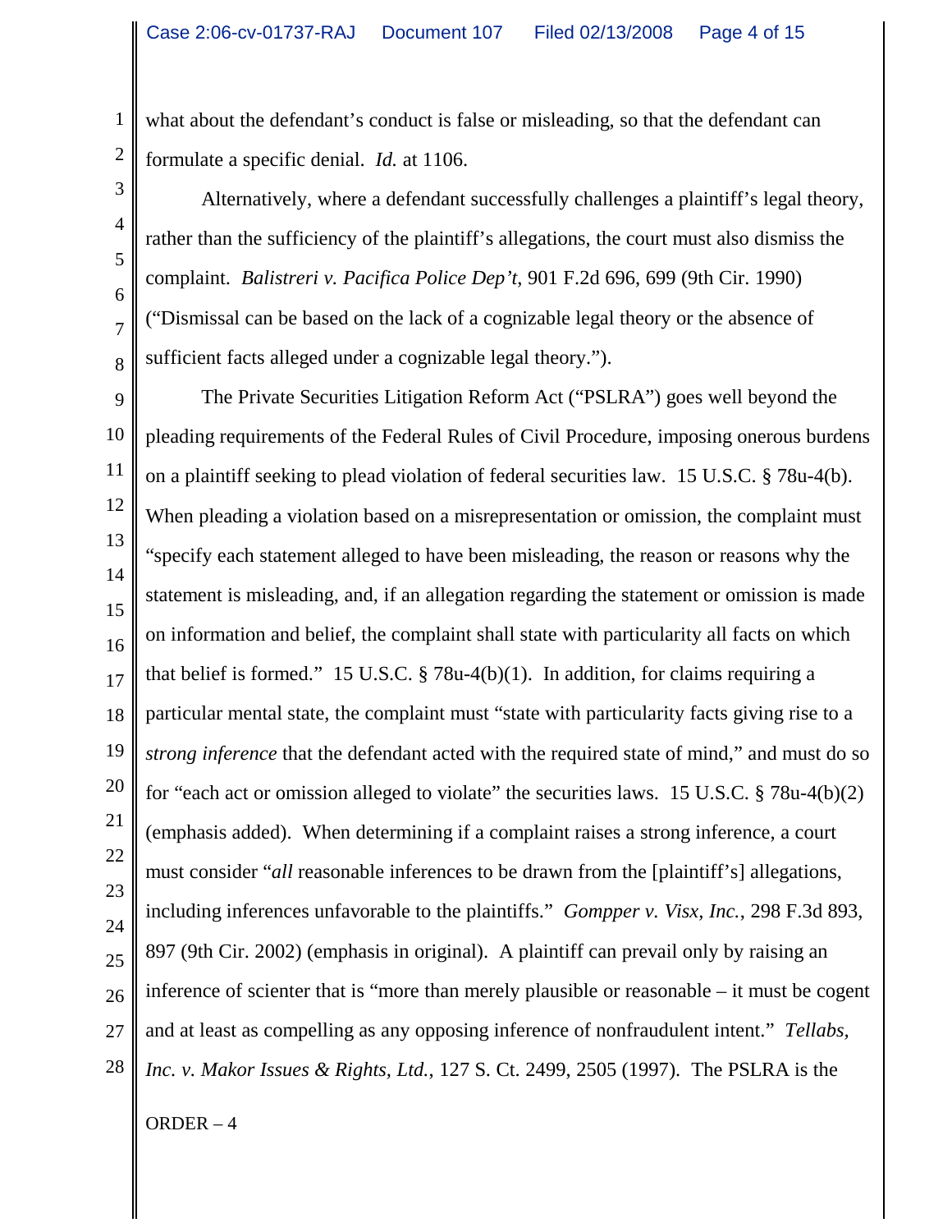what about the defendant's conduct is false or misleading, so that the defendant can formulate a specific denial. *Id.* at 1106.

Alternatively, where a defendant successfully challenges a plaintiff's legal theory, rather than the sufficiency of the plaintiff's allegations, the court must also dismiss the complaint. *Balistreri v. Pacifica Police Dep't*, 901 F.2d 696, 699 (9th Cir. 1990) ("Dismissal can be based on the lack of a cognizable legal theory or the absence of sufficient facts alleged under a cognizable legal theory.").

The Private Securities Litigation Reform Act ("PSLRA") goes well beyond the pleading requirements of the Federal Rules of Civil Procedure, imposing onerous burdens on a plaintiff seeking to plead violation of federal securities law. 15 U.S.C. § 78u-4(b). When pleading a violation based on a misrepresentation or omission, the complaint must "specify each statement alleged to have been misleading, the reason or reasons why the statement is misleading, and, if an allegation regarding the statement or omission is made on information and belief, the complaint shall state with particularity all facts on which that belief is formed." 15 U.S.C. § 78u-4(b)(1). In addition, for claims requiring a particular mental state, the complaint must "state with particularity facts giving rise to a *strong inference* that the defendant acted with the required state of mind," and must do so for "each act or omission alleged to violate" the securities laws. 15 U.S.C. § 78u-4(b)(2) (emphasis added). When determining if a complaint raises a strong inference, a court must consider "*all* reasonable inferences to be drawn from the [plaintiff's] allegations, including inferences unfavorable to the plaintiffs." *Gompper v. Visx, Inc.*, 298 F.3d 893, 897 (9th Cir. 2002) (emphasis in original). A plaintiff can prevail only by raising an inference of scienter that is "more than merely plausible or reasonable – it must be cogent and at least as compelling as any opposing inference of nonfraudulent intent." *Tellabs, Inc. v. Makor Issues & Rights, Ltd.*, 127 S. Ct. 2499, 2505 (1997). The PSLRA is the

ORDER – 4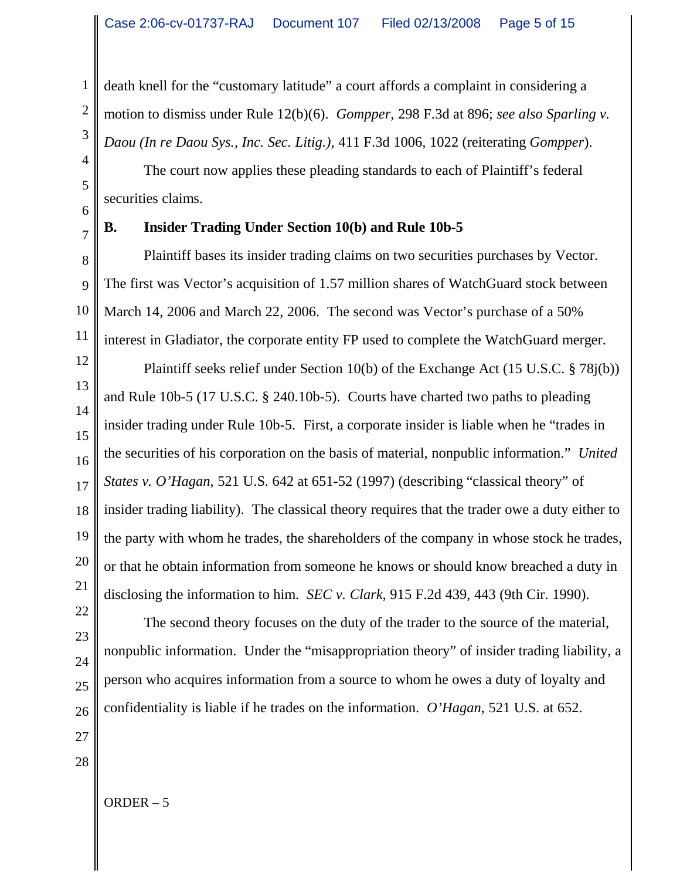death knell for the "customary latitude" a court affords a complaint in considering a motion to dismiss under Rule 12(b)(6). *Gompper*, 298 F.3d at 896; *see also Sparling v. Daou (In re Daou Sys., Inc. Sec. Litig.)*, 411 F.3d 1006, 1022 (reiterating *Gompper*).

The court now applies these pleading standards to each of Plaintiff's federal securities claims.

**B. Insider Trading Under Section 10(b) and Rule 10b-5**

Plaintiff bases its insider trading claims on two securities purchases by Vector. The first was Vector's acquisition of 1.57 million shares of WatchGuard stock between March 14, 2006 and March 22, 2006. The second was Vector's purchase of a 50% interest in Gladiator, the corporate entity FP used to complete the WatchGuard merger.

Plaintiff seeks relief under Section 10(b) of the Exchange Act (15 U.S.C. § 78j(b)) and Rule 10b-5 (17 U.S.C. § 240.10b-5). Courts have charted two paths to pleading insider trading under Rule 10b-5. First, a corporate insider is liable when he "trades in the securities of his corporation on the basis of material, nonpublic information." *United States v. O'Hagan*, 521 U.S. 642 at 651-52 (1997) (describing "classical theory" of insider trading liability). The classical theory requires that the trader owe a duty either to the party with whom he trades, the shareholders of the company in whose stock he trades, or that he obtain information from someone he knows or should know breached a duty in disclosing the information to him. *SEC v. Clark*, 915 F.2d 439, 443 (9th Cir. 1990).

The second theory focuses on the duty of the trader to the source of the material, nonpublic information. Under the "misappropriation theory" of insider trading liability, a person who acquires information from a source to whom he owes a duty of loyalty and confidentiality is liable if he trades on the information. *O'Hagan*, 521 U.S. at 652.

ORDER – 5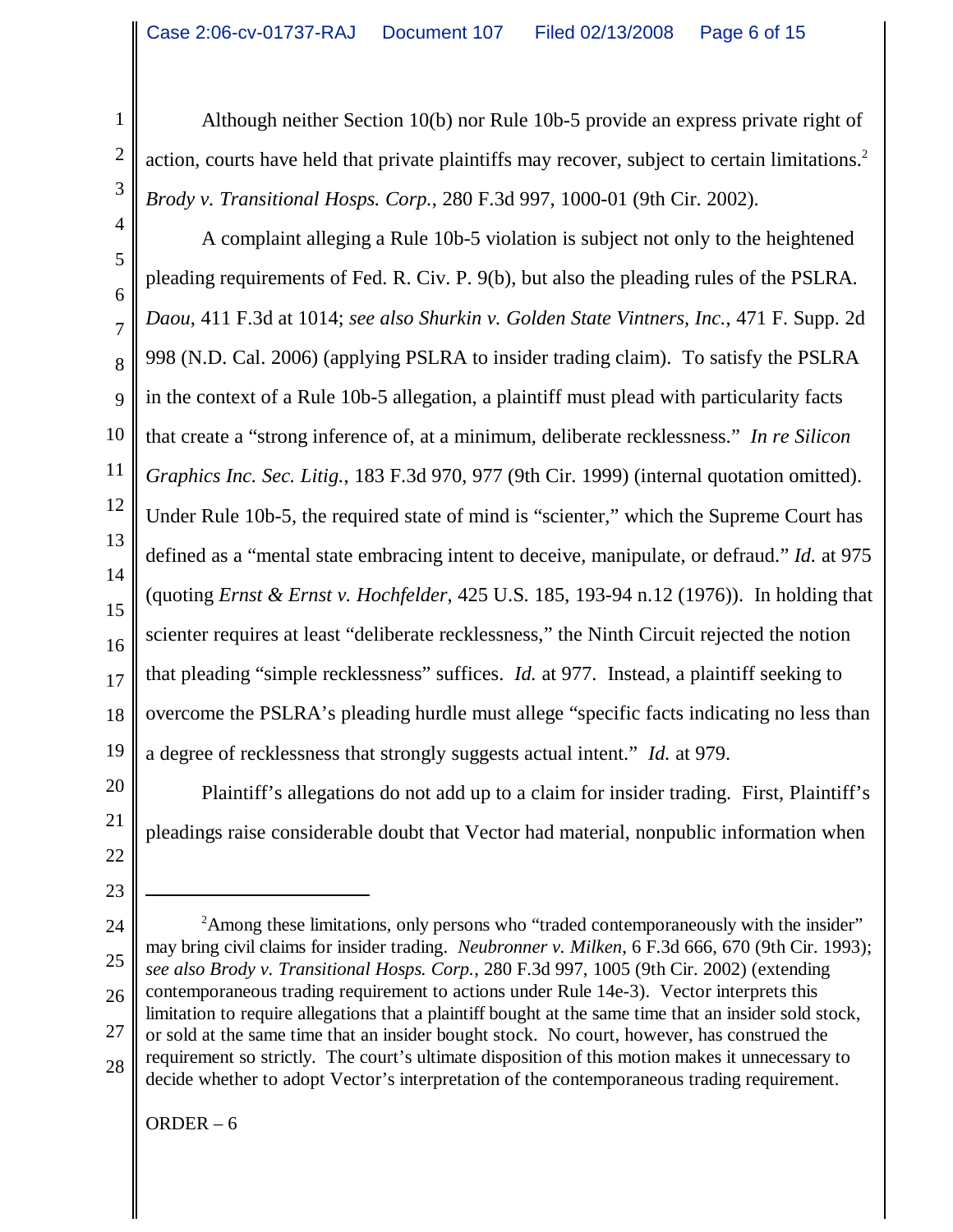Although neither Section 10(b) nor Rule 10b-5 provide an express private right of action, courts have held that private plaintiffs may recover, subject to certain limitations.[2] *Brody v. Transitional Hosps. Corp.*, 280 F.3d 997, 1000-01 (9th Cir. 2002).

A complaint alleging a Rule 10b-5 violation is subject not only to the heightened pleading requirements of Fed. R. Civ. P. 9(b), but also the pleading rules of the PSLRA. *Daou*, 411 F.3d at 1014; *see also Shurkin v. Golden State Vintners, Inc.*, 471 F. Supp. 2d 998 (N.D. Cal. 2006) (applying PSLRA to insider trading claim). To satisfy the PSLRA in the context of a Rule 10b-5 allegation, a plaintiff must plead with particularity facts that create a "strong inference of, at a minimum, deliberate recklessness." *In re Silicon Graphics Inc. Sec. Litig.*, 183 F.3d 970, 977 (9th Cir. 1999) (internal quotation omitted). Under Rule 10b-5, the required state of mind is "scienter," which the Supreme Court has defined as a "mental state embracing intent to deceive, manipulate, or defraud." *Id.* at 975 (quoting *Ernst & Ernst v. Hochfelder*, 425 U.S. 185, 193-94 n.12 (1976)). In holding that scienter requires at least "deliberate recklessness," the Ninth Circuit rejected the notion that pleading "simple recklessness" suffices. *Id.* at 977. Instead, a plaintiff seeking to overcome the PSLRA's pleading hurdle must allege "specific facts indicating no less than a degree of recklessness that strongly suggests actual intent." *Id.* at 979.

Plaintiff's allegations do not add up to a claim for insider trading. First, Plaintiff's pleadings raise considerable doubt that Vector had material, nonpublic information when

---

[2] Among these limitations, only persons who "traded contemporaneously with the insider" may bring civil claims for insider trading. *Neubronner v. Milken*, 6 F.3d 666, 670 (9th Cir. 1993); *see also Brody v. Transitional Hosps. Corp.*, 280 F.3d 997, 1005 (9th Cir. 2002) (extending contemporaneous trading requirement to actions under Rule 14e-3). Vector interprets this limitation to require allegations that a plaintiff bought at the same time that an insider sold stock, or sold at the same time that an insider bought stock. No court, however, has construed the requirement so strictly. The court's ultimate disposition of this motion makes it unnecessary to decide whether to adopt Vector's interpretation of the contemporaneous trading requirement.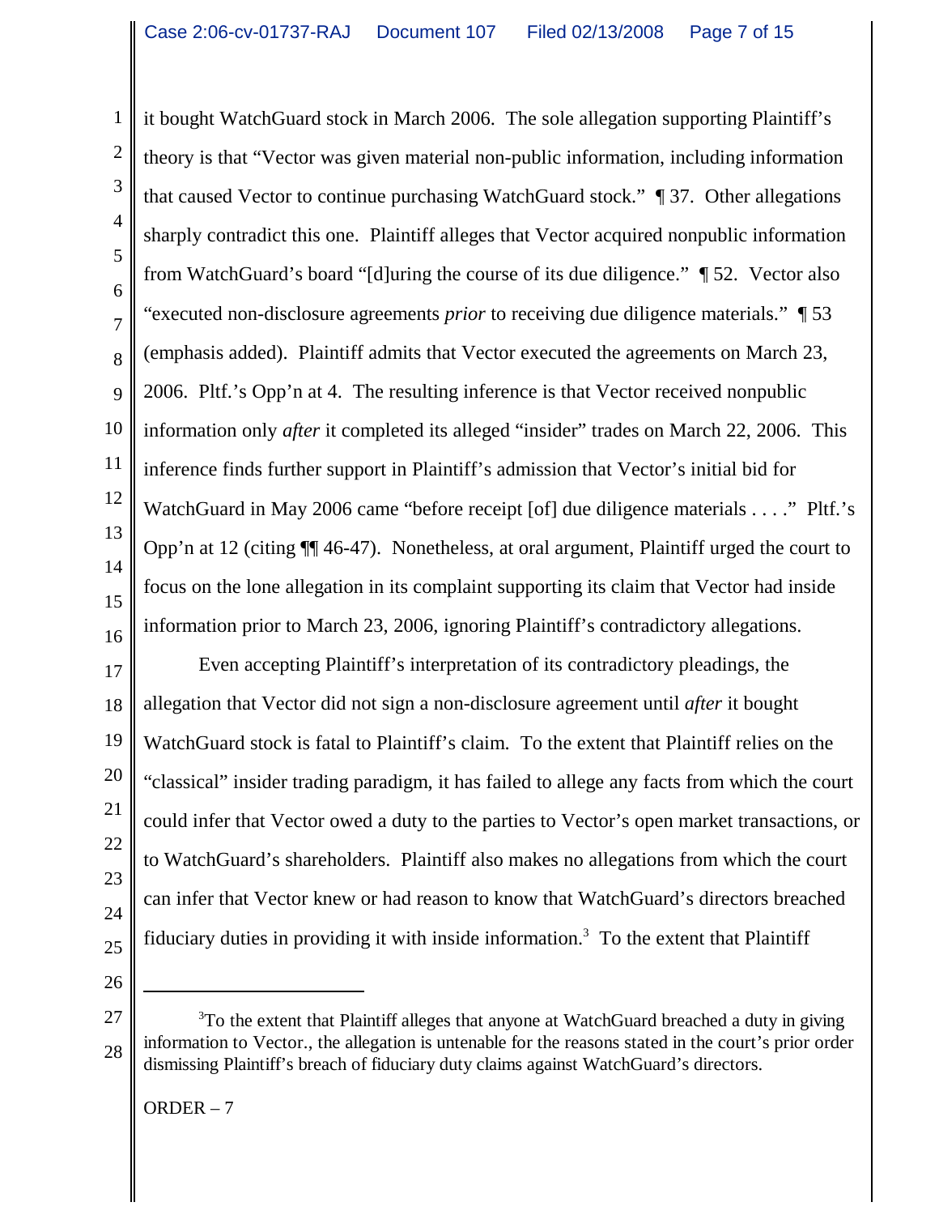it bought WatchGuard stock in March 2006. The sole allegation supporting Plaintiff's theory is that "Vector was given material non-public information, including information that caused Vector to continue purchasing WatchGuard stock." ¶ 37. Other allegations sharply contradict this one. Plaintiff alleges that Vector acquired nonpublic information from WatchGuard's board "[d]uring the course of its due diligence." ¶ 52. Vector also "executed non-disclosure agreements *prior* to receiving due diligence materials." ¶ 53 (emphasis added). Plaintiff admits that Vector executed the agreements on March 23, 2006. Pltf.'s Opp'n at 4. The resulting inference is that Vector received nonpublic information only *after* it completed its alleged "insider" trades on March 22, 2006. This inference finds further support in Plaintiff's admission that Vector's initial bid for WatchGuard in May 2006 came "before receipt [of] due diligence materials . . . ." Pltf.'s Opp'n at 12 (citing ¶¶ 46-47). Nonetheless, at oral argument, Plaintiff urged the court to focus on the lone allegation in its complaint supporting its claim that Vector had inside information prior to March 23, 2006, ignoring Plaintiff's contradictory allegations.

Even accepting Plaintiff's interpretation of its contradictory pleadings, the allegation that Vector did not sign a non-disclosure agreement until *after* it bought WatchGuard stock is fatal to Plaintiff's claim. To the extent that Plaintiff relies on the "classical" insider trading paradigm, it has failed to allege any facts from which the court could infer that Vector owed a duty to the parties to Vector's open market transactions, or to WatchGuard's shareholders. Plaintiff also makes no allegations from which the court can infer that Vector knew or had reason to know that WatchGuard's directors breached fiduciary duties in providing it with inside information.[3] To the extent that Plaintiff

---

[3]To the extent that Plaintiff alleges that anyone at WatchGuard breached a duty in giving information to Vector., the allegation is untenable for the reasons stated in the court's prior order dismissing Plaintiff's breach of fiduciary duty claims against WatchGuard's directors.

ORDER – 7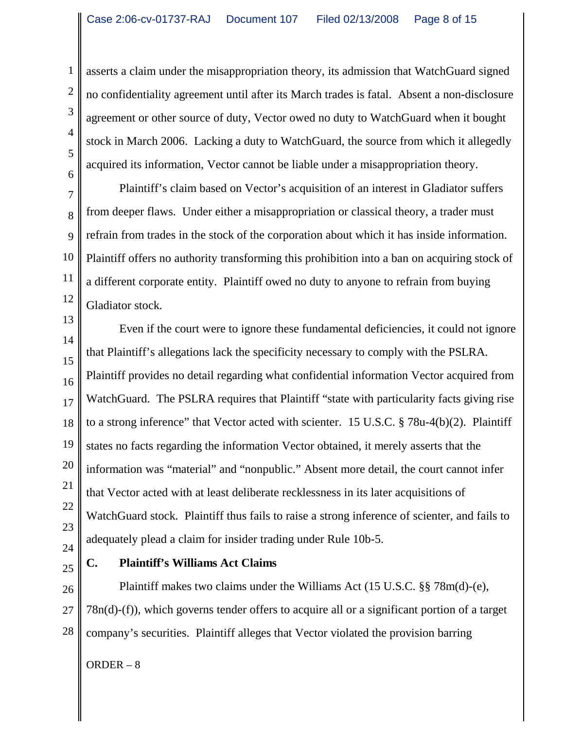asserts a claim under the misappropriation theory, its admission that WatchGuard signed no confidentiality agreement until after its March trades is fatal. Absent a non-disclosure agreement or other source of duty, Vector owed no duty to WatchGuard when it bought stock in March 2006. Lacking a duty to WatchGuard, the source from which it allegedly acquired its information, Vector cannot be liable under a misappropriation theory.

Plaintiff's claim based on Vector's acquisition of an interest in Gladiator suffers from deeper flaws. Under either a misappropriation or classical theory, a trader must refrain from trades in the stock of the corporation about which it has inside information. Plaintiff offers no authority transforming this prohibition into a ban on acquiring stock of a different corporate entity. Plaintiff owed no duty to anyone to refrain from buying Gladiator stock.

Even if the court were to ignore these fundamental deficiencies, it could not ignore that Plaintiff's allegations lack the specificity necessary to comply with the PSLRA. Plaintiff provides no detail regarding what confidential information Vector acquired from WatchGuard. The PSLRA requires that Plaintiff "state with particularity facts giving rise to a strong inference" that Vector acted with scienter. 15 U.S.C. § 78u-4(b)(2). Plaintiff states no facts regarding the information Vector obtained, it merely asserts that the information was "material" and "nonpublic." Absent more detail, the court cannot infer that Vector acted with at least deliberate recklessness in its later acquisitions of WatchGuard stock. Plaintiff thus fails to raise a strong inference of scienter, and fails to adequately plead a claim for insider trading under Rule 10b-5.

### C. Plaintiff's Williams Act Claims

Plaintiff makes two claims under the Williams Act (15 U.S.C. §§ 78m(d)-(e), 78n(d)-(f)), which governs tender offers to acquire all or a significant portion of a target company's securities. Plaintiff alleges that Vector violated the provision barring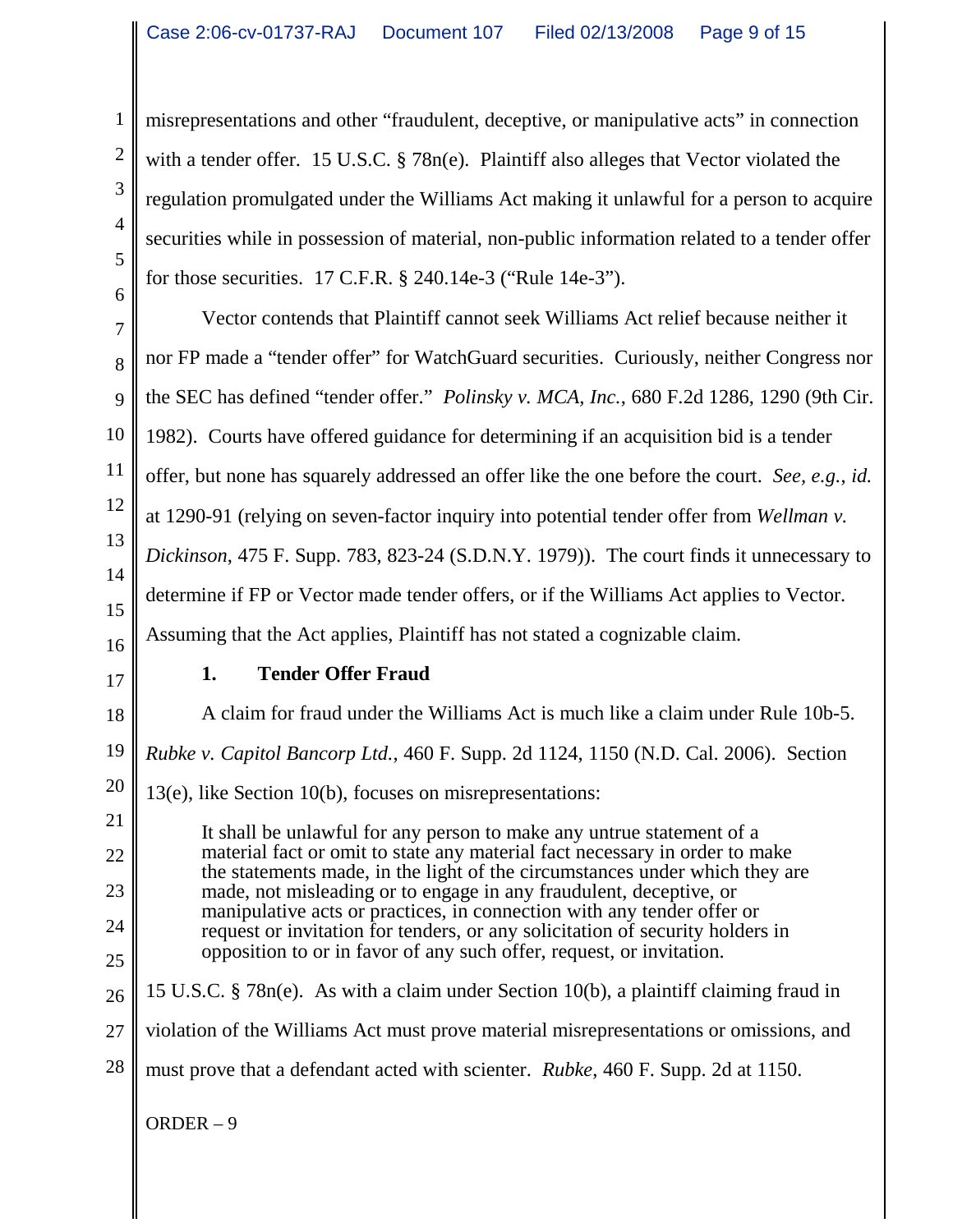misrepresentations and other "fraudulent, deceptive, or manipulative acts" in connection with a tender offer. 15 U.S.C. § 78n(e). Plaintiff also alleges that Vector violated the regulation promulgated under the Williams Act making it unlawful for a person to acquire securities while in possession of material, non-public information related to a tender offer for those securities. 17 C.F.R. § 240.14e-3 ("Rule 14e-3").

Vector contends that Plaintiff cannot seek Williams Act relief because neither it nor FP made a "tender offer" for WatchGuard securities. Curiously, neither Congress nor the SEC has defined "tender offer." *Polinsky v. MCA, Inc.*, 680 F.2d 1286, 1290 (9th Cir. 1982). Courts have offered guidance for determining if an acquisition bid is a tender offer, but none has squarely addressed an offer like the one before the court. *See, e.g.*, *id.* at 1290-91 (relying on seven-factor inquiry into potential tender offer from *Wellman v. Dickinson*, 475 F. Supp. 783, 823-24 (S.D.N.Y. 1979)). The court finds it unnecessary to determine if FP or Vector made tender offers, or if the Williams Act applies to Vector. Assuming that the Act applies, Plaintiff has not stated a cognizable claim.

### 1. Tender Offer Fraud

A claim for fraud under the Williams Act is much like a claim under Rule 10b-5. *Rubke v. Capitol Bancorp Ltd.*, 460 F. Supp. 2d 1124, 1150 (N.D. Cal. 2006). Section 13(e), like Section 10(b), focuses on misrepresentations:

> It shall be unlawful for any person to make any untrue statement of a material fact or omit to state any material fact necessary in order to make the statements made, in the light of the circumstances under which they are made, not misleading or to engage in any fraudulent, deceptive, or manipulative acts or practices, in connection with any tender offer or request or invitation for tenders, or any solicitation of security holders in opposition to or in favor of any such offer, request, or invitation.

15 U.S.C. § 78n(e). As with a claim under Section 10(b), a plaintiff claiming fraud in violation of the Williams Act must prove material misrepresentations or omissions, and must prove that a defendant acted with scienter. *Rubke*, 460 F. Supp. 2d at 1150.

ORDER – 9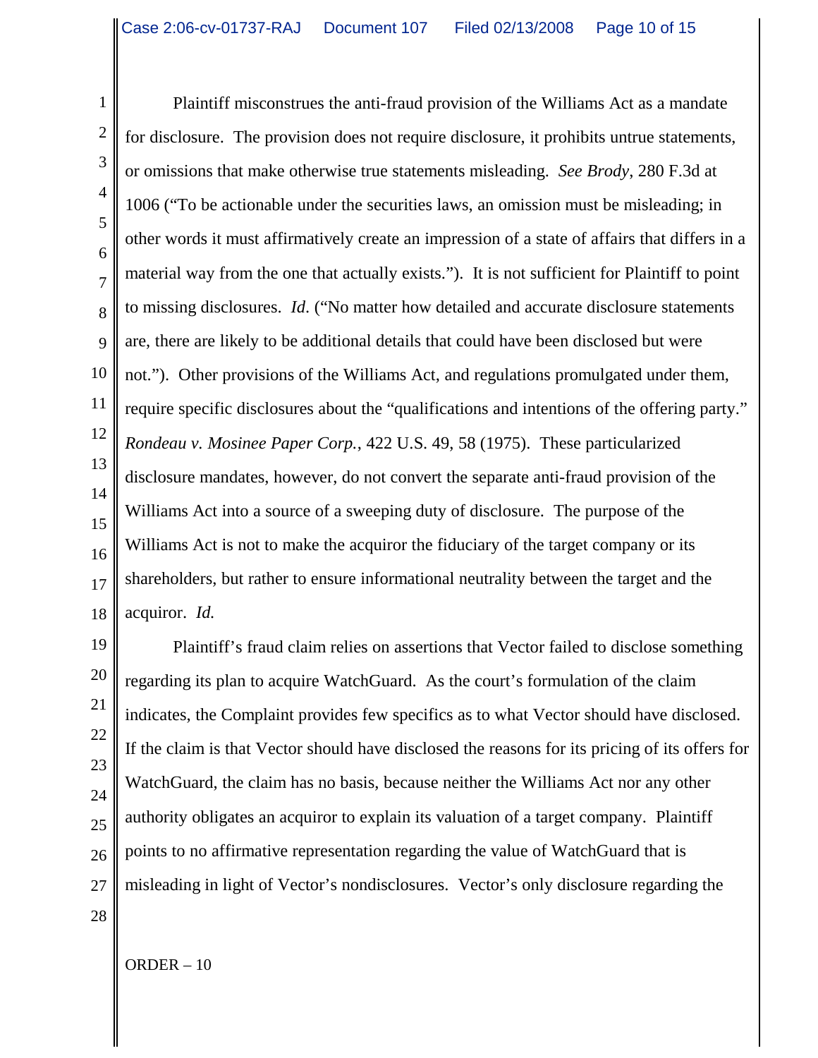Plaintiff misconstrues the anti-fraud provision of the Williams Act as a mandate for disclosure. The provision does not require disclosure, it prohibits untrue statements, or omissions that make otherwise true statements misleading. *See Brody*, 280 F.3d at 1006 ("To be actionable under the securities laws, an omission must be misleading; in other words it must affirmatively create an impression of a state of affairs that differs in a material way from the one that actually exists."). It is not sufficient for Plaintiff to point to missing disclosures. *Id*. ("No matter how detailed and accurate disclosure statements are, there are likely to be additional details that could have been disclosed but were not."). Other provisions of the Williams Act, and regulations promulgated under them, require specific disclosures about the "qualifications and intentions of the offering party." *Rondeau v. Mosinee Paper Corp.*, 422 U.S. 49, 58 (1975). These particularized disclosure mandates, however, do not convert the separate anti-fraud provision of the Williams Act into a source of a sweeping duty of disclosure. The purpose of the Williams Act is not to make the acquiror the fiduciary of the target company or its shareholders, but rather to ensure informational neutrality between the target and the acquiror. *Id.*

Plaintiff's fraud claim relies on assertions that Vector failed to disclose something regarding its plan to acquire WatchGuard. As the court's formulation of the claim indicates, the Complaint provides few specifics as to what Vector should have disclosed. If the claim is that Vector should have disclosed the reasons for its pricing of its offers for WatchGuard, the claim has no basis, because neither the Williams Act nor any other authority obligates an acquiror to explain its valuation of a target company. Plaintiff points to no affirmative representation regarding the value of WatchGuard that is misleading in light of Vector's nondisclosures. Vector's only disclosure regarding the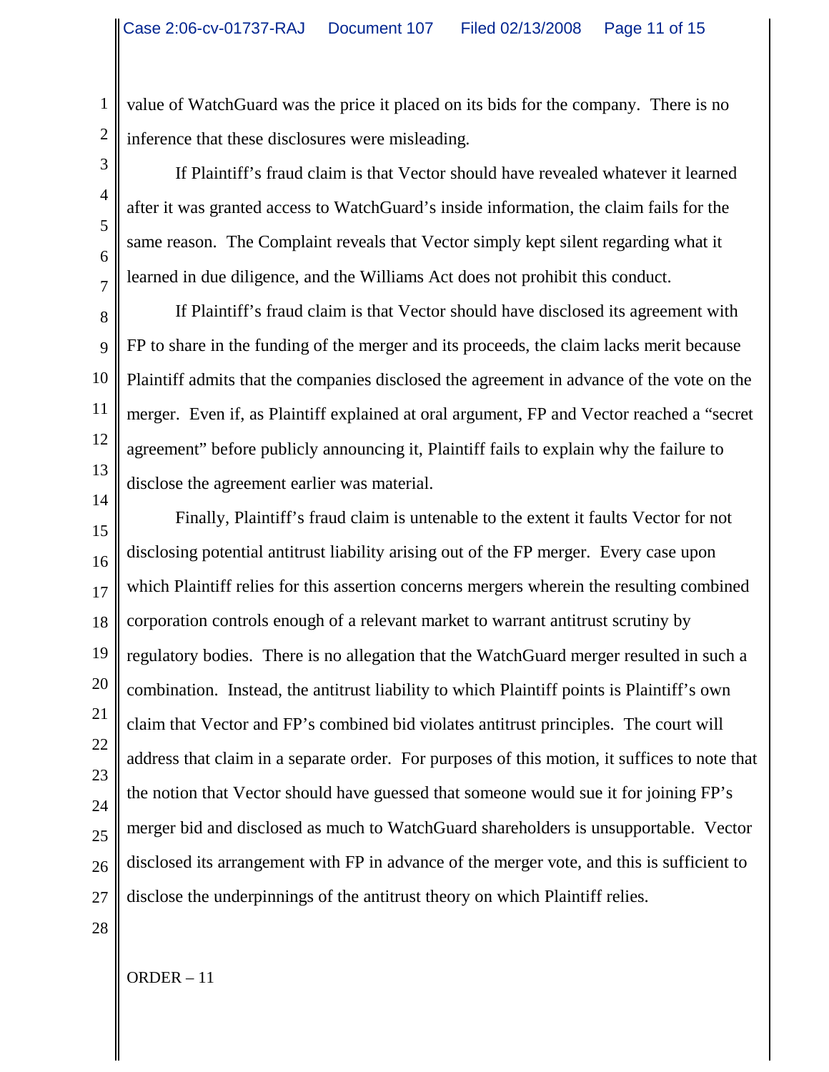value of WatchGuard was the price it placed on its bids for the company. There is no inference that these disclosures were misleading.

If Plaintiff's fraud claim is that Vector should have revealed whatever it learned after it was granted access to WatchGuard's inside information, the claim fails for the same reason. The Complaint reveals that Vector simply kept silent regarding what it learned in due diligence, and the Williams Act does not prohibit this conduct.

If Plaintiff's fraud claim is that Vector should have disclosed its agreement with FP to share in the funding of the merger and its proceeds, the claim lacks merit because Plaintiff admits that the companies disclosed the agreement in advance of the vote on the merger. Even if, as Plaintiff explained at oral argument, FP and Vector reached a "secret agreement" before publicly announcing it, Plaintiff fails to explain why the failure to disclose the agreement earlier was material.

Finally, Plaintiff's fraud claim is untenable to the extent it faults Vector for not disclosing potential antitrust liability arising out of the FP merger. Every case upon which Plaintiff relies for this assertion concerns mergers wherein the resulting combined corporation controls enough of a relevant market to warrant antitrust scrutiny by regulatory bodies. There is no allegation that the WatchGuard merger resulted in such a combination. Instead, the antitrust liability to which Plaintiff points is Plaintiff's own claim that Vector and FP's combined bid violates antitrust principles. The court will address that claim in a separate order. For purposes of this motion, it suffices to note that the notion that Vector should have guessed that someone would sue it for joining FP's merger bid and disclosed as much to WatchGuard shareholders is unsupportable. Vector disclosed its arrangement with FP in advance of the merger vote, and this is sufficient to disclose the underpinnings of the antitrust theory on which Plaintiff relies.

ORDER – 11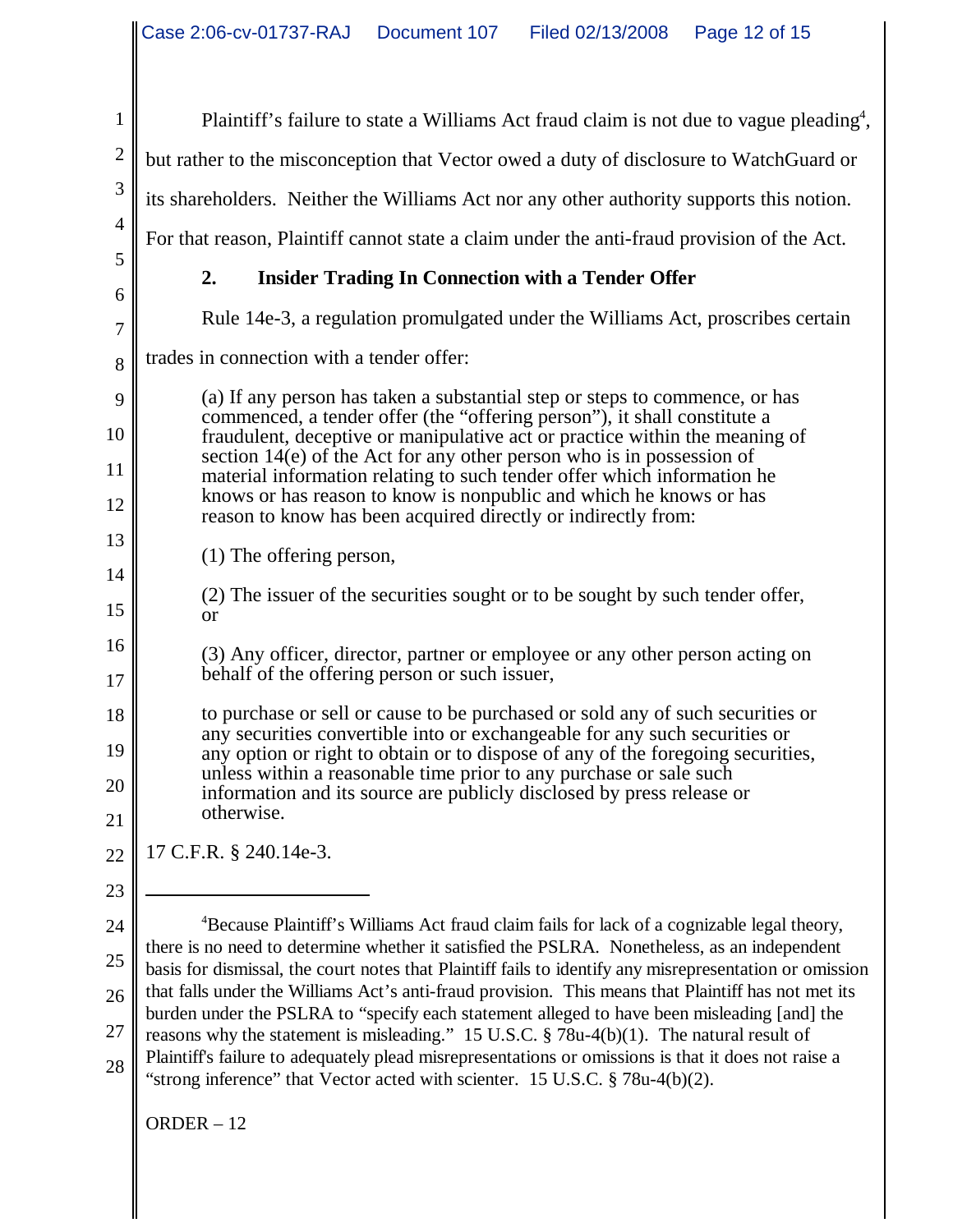Plaintiff's failure to state a Williams Act fraud claim is not due to vague pleading[4], but rather to the misconception that Vector owed a duty of disclosure to WatchGuard or its shareholders. Neither the Williams Act nor any other authority supports this notion. For that reason, Plaintiff cannot state a claim under the anti-fraud provision of the Act.

### 2. Insider Trading In Connection with a Tender Offer

Rule 14e-3, a regulation promulgated under the Williams Act, proscribes certain trades in connection with a tender offer:

> (a) If any person has taken a substantial step or steps to commence, or has commenced, a tender offer (the "offering person"), it shall constitute a fraudulent, deceptive or manipulative act or practice within the meaning of section 14(e) of the Act for any other person who is in possession of material information relating to such tender offer which information he knows or has reason to know is nonpublic and which he knows or has reason to know has been acquired directly or indirectly from:
>
> (1) The offering person,
>
> (2) The issuer of the securities sought or to be sought by such tender offer, or
>
> (3) Any officer, director, partner or employee or any other person acting on behalf of the offering person or such issuer,
>
> to purchase or sell or cause to be purchased or sold any of such securities or any securities convertible into or exchangeable for any such securities or any option or right to obtain or to dispose of any of the foregoing securities, unless within a reasonable time prior to any purchase or sale such information and its source are publicly disclosed by press release or otherwise.

17 C.F.R. § 240.14e-3.

---

[4] Because Plaintiff's Williams Act fraud claim fails for lack of a cognizable legal theory, there is no need to determine whether it satisfied the PSLRA. Nonetheless, as an independent basis for dismissal, the court notes that Plaintiff fails to identify any misrepresentation or omission that falls under the Williams Act's anti-fraud provision. This means that Plaintiff has not met its burden under the PSLRA to "specify each statement alleged to have been misleading [and] the reasons why the statement is misleading." 15 U.S.C. § 78u-4(b)(1). The natural result of Plaintiff's failure to adequately plead misrepresentations or omissions is that it does not raise a "strong inference" that Vector acted with scienter. 15 U.S.C. § 78u-4(b)(2).

ORDER – 12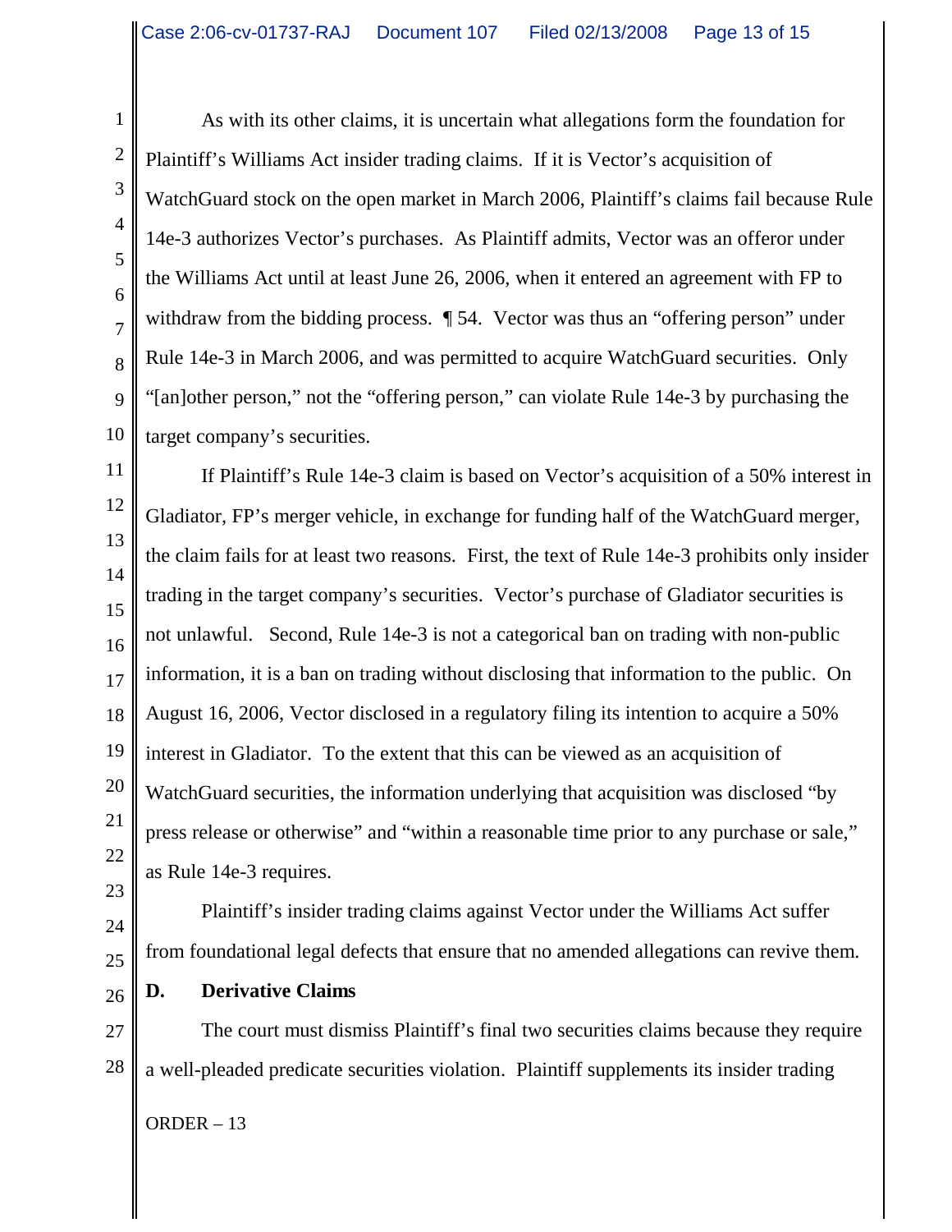As with its other claims, it is uncertain what allegations form the foundation for Plaintiff's Williams Act insider trading claims. If it is Vector's acquisition of WatchGuard stock on the open market in March 2006, Plaintiff's claims fail because Rule 14e-3 authorizes Vector's purchases. As Plaintiff admits, Vector was an offeror under the Williams Act until at least June 26, 2006, when it entered an agreement with FP to withdraw from the bidding process. ¶ 54. Vector was thus an "offering person" under Rule 14e-3 in March 2006, and was permitted to acquire WatchGuard securities. Only "[an]other person," not the "offering person," can violate Rule 14e-3 by purchasing the target company's securities.

If Plaintiff's Rule 14e-3 claim is based on Vector's acquisition of a 50% interest in Gladiator, FP's merger vehicle, in exchange for funding half of the WatchGuard merger, the claim fails for at least two reasons. First, the text of Rule 14e-3 prohibits only insider trading in the target company's securities. Vector's purchase of Gladiator securities is not unlawful. Second, Rule 14e-3 is not a categorical ban on trading with non-public information, it is a ban on trading without disclosing that information to the public. On August 16, 2006, Vector disclosed in a regulatory filing its intention to acquire a 50% interest in Gladiator. To the extent that this can be viewed as an acquisition of WatchGuard securities, the information underlying that acquisition was disclosed "by press release or otherwise" and "within a reasonable time prior to any purchase or sale," as Rule 14e-3 requires.

Plaintiff's insider trading claims against Vector under the Williams Act suffer from foundational legal defects that ensure that no amended allegations can revive them.

**D. Derivative Claims**

The court must dismiss Plaintiff's final two securities claims because they require a well-pleaded predicate securities violation. Plaintiff supplements its insider trading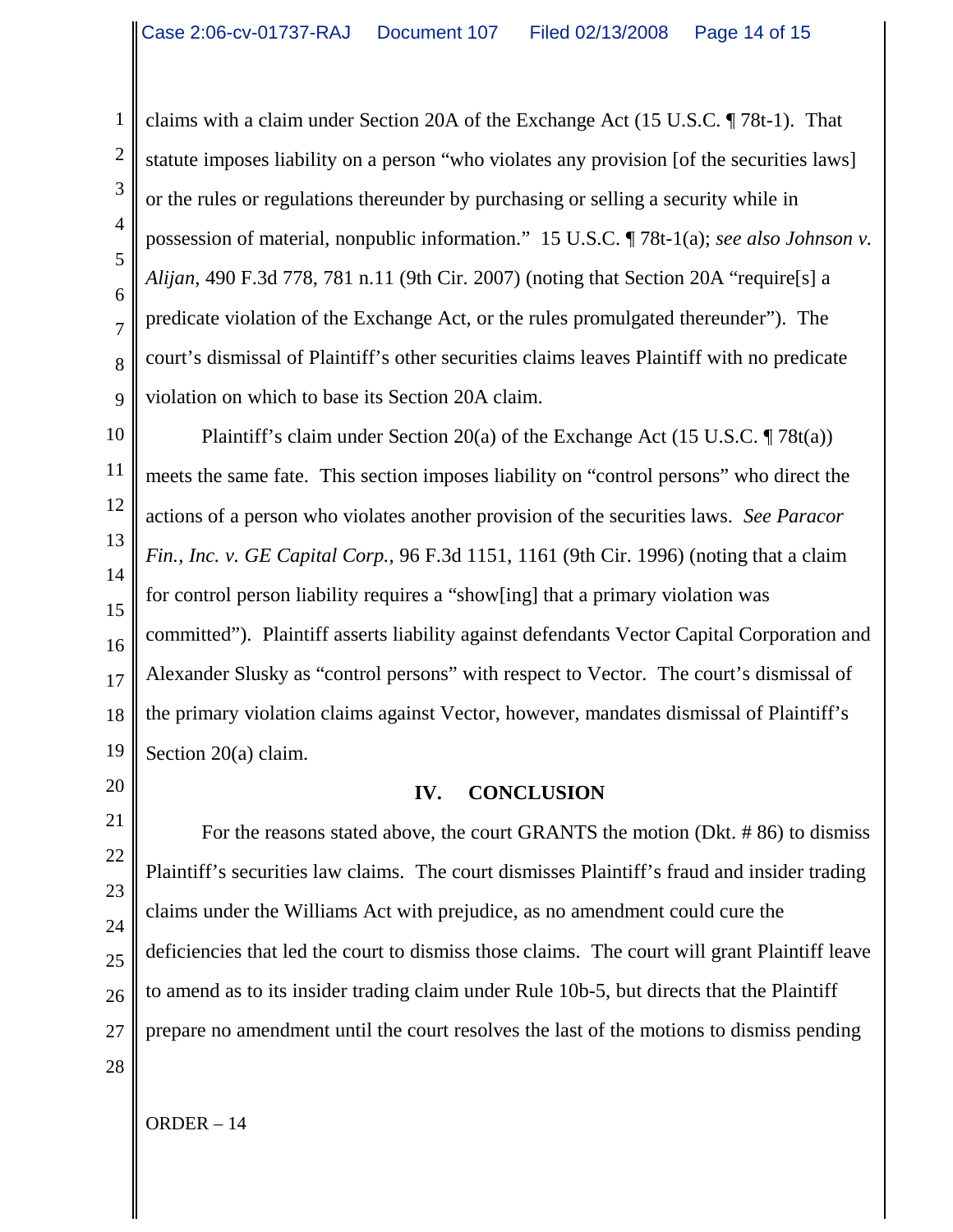claims with a claim under Section 20A of the Exchange Act (15 U.S.C. ¶ 78t-1). That statute imposes liability on a person "who violates any provision [of the securities laws] or the rules or regulations thereunder by purchasing or selling a security while in possession of material, nonpublic information." 15 U.S.C. ¶ 78t-1(a); *see also Johnson v. Alijan*, 490 F.3d 778, 781 n.11 (9th Cir. 2007) (noting that Section 20A "require[s] a predicate violation of the Exchange Act, or the rules promulgated thereunder"). The court's dismissal of Plaintiff's other securities claims leaves Plaintiff with no predicate violation on which to base its Section 20A claim.

Plaintiff's claim under Section 20(a) of the Exchange Act (15 U.S.C. ¶ 78t(a)) meets the same fate. This section imposes liability on "control persons" who direct the actions of a person who violates another provision of the securities laws. *See Paracor Fin., Inc. v. GE Capital Corp.*, 96 F.3d 1151, 1161 (9th Cir. 1996) (noting that a claim for control person liability requires a "show[ing] that a primary violation was committed"). Plaintiff asserts liability against defendants Vector Capital Corporation and Alexander Slusky as "control persons" with respect to Vector. The court's dismissal of the primary violation claims against Vector, however, mandates dismissal of Plaintiff's Section 20(a) claim.

## IV. CONCLUSION

For the reasons stated above, the court GRANTS the motion (Dkt. # 86) to dismiss Plaintiff's securities law claims. The court dismisses Plaintiff's fraud and insider trading claims under the Williams Act with prejudice, as no amendment could cure the deficiencies that led the court to dismiss those claims. The court will grant Plaintiff leave to amend as to its insider trading claim under Rule 10b-5, but directs that the Plaintiff prepare no amendment until the court resolves the last of the motions to dismiss pending

ORDER – 14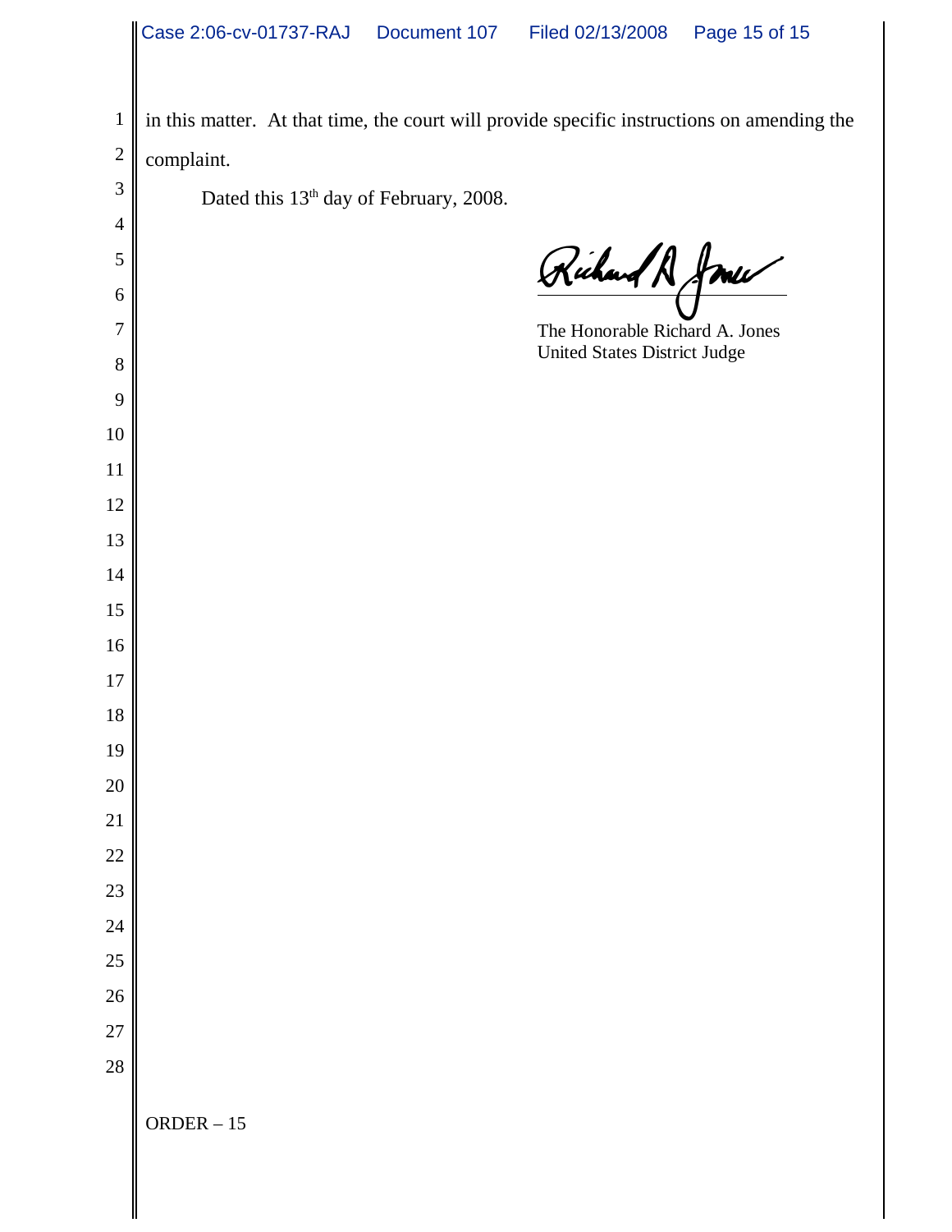in this matter. At that time, the court will provide specific instructions on amending the complaint.

Dated this 13th day of February, 2008.

The Honorable Richard A. Jones
United States District Judge